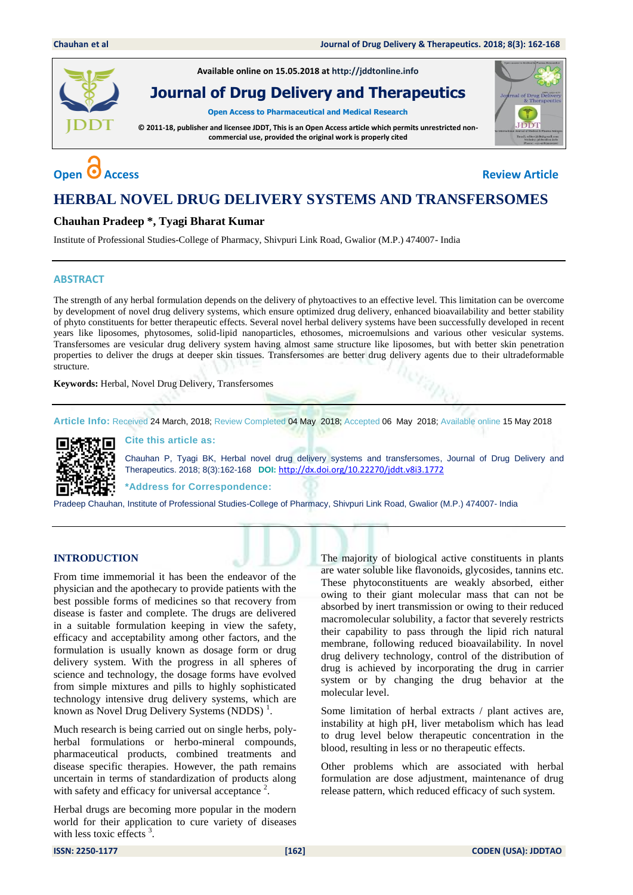Available online on 15.05.2018 at http://jddtonline.info

**Journal of Drug Delivery and Therapeutics**

Open Access to Pharmaceutical and Medical Research

© 2011-18, publisher and licensee JDDT, This is an Open Access article which permits unrestricted non-commercial use, provided the original work is properly cited

Open Access

Review Article

# HERBAL NOVEL DRUG DELIVERY SYSTEMS AND TRANSFERSOMES

**Chauhan Pradeep \*, Tyagi Bharat Kumar**

Institute of Professional Studies-College of Pharmacy, Shivpuri Link Road, Gwalior (M.P.) 474007- India

## ABSTRACT

The strength of any herbal formulation depends on the delivery of phytoactives to an effective level. This limitation can be overcome by development of novel drug delivery systems, which ensure optimized drug delivery, enhanced bioavailability and better stability of phyto constituents for better therapeutic effects. Several novel herbal delivery systems have been successfully developed in recent years like liposomes, phytosomes, solid-lipid nanoparticles, ethosomes, microemulsions and various other vesicular systems. Transfersomes are vesicular drug delivery system having almost same structure like liposomes, but with better skin penetration properties to deliver the drugs at deeper skin tissues. Transfersomes are better drug delivery agents due to their ultradeformable structure.

**Keywords:** Herbal, Novel Drug Delivery, Transfersomes

**Article Info:** Received 24 March, 2018; Review Completed 04 May 2018; Accepted 06 May 2018; Available online 15 May 2018

**Cite this article as:**

Chauhan P, Tyagi BK, Herbal novel drug delivery systems and transfersomes, Journal of Drug Delivery and Therapeutics. 2018; 8(3):162-168 **DOI:** http://dx.doi.org/10.22270/jddt.v8i3.1772

**\*Address for Correspondence:**

Pradeep Chauhan, Institute of Professional Studies-College of Pharmacy, Shivpuri Link Road, Gwalior (M.P.) 474007- India

## INTRODUCTION

From time immemorial it has been the endeavor of the physician and the apothecary to provide patients with the best possible forms of medicines so that recovery from disease is faster and complete. The drugs are delivered in a suitable formulation keeping in view the safety, efficacy and acceptability among other factors, and the formulation is usually known as dosage form or drug delivery system. With the progress in all spheres of science and technology, the dosage forms have evolved from simple mixtures and pills to highly sophisticated technology intensive drug delivery systems, which are known as Novel Drug Delivery Systems (NDDS) [1].

Much research is being carried out on single herbs, poly-herbal formulations or herbo-mineral compounds, pharmaceutical products, combined treatments and disease specific therapies. However, the path remains uncertain in terms of standardization of products along with safety and efficacy for universal acceptance [2].

Herbal drugs are becoming more popular in the modern world for their application to cure variety of diseases with less toxic effects [3].

The majority of biological active constituents in plants are water soluble like flavonoids, glycosides, tannins etc. These phytoconstituents are weakly absorbed, either owing to their giant molecular mass that can not be absorbed by inert transmission or owing to their reduced macromolecular solubility, a factor that severely restricts their capability to pass through the lipid rich natural membrane, following reduced bioavailability. In novel drug delivery technology, control of the distribution of drug is achieved by incorporating the drug in carrier system or by changing the drug behavior at the molecular level.

Some limitation of herbal extracts / plant actives are, instability at high pH, liver metabolism which has lead to drug level below therapeutic concentration in the blood, resulting in less or no therapeutic effects.

Other problems which are associated with herbal formulation are dose adjustment, maintenance of drug release pattern, which reduced efficacy of such system.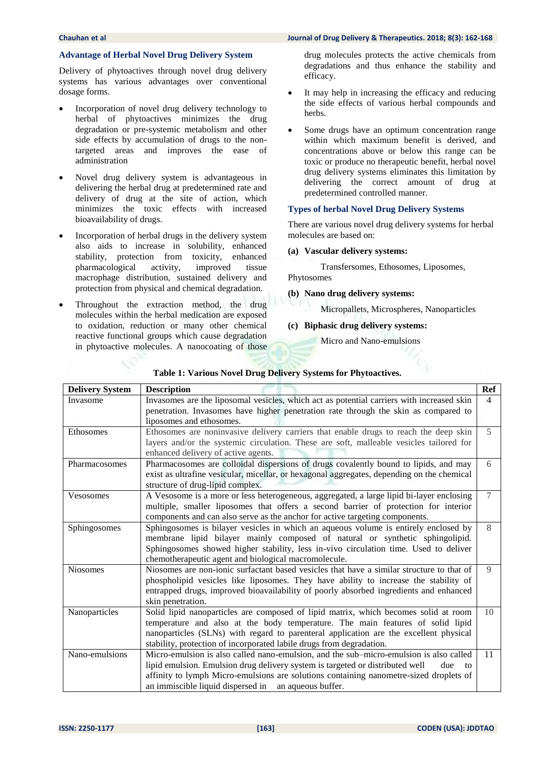### Advantage of Herbal Novel Drug Delivery System

Delivery of phytoactives through novel drug delivery systems has various advantages over conventional dosage forms.

- Incorporation of novel drug delivery technology to herbal of phytoactives minimizes the drug degradation or pre-systemic metabolism and other side effects by accumulation of drugs to the non-targeted areas and improves the ease of administration
- Novel drug delivery system is advantageous in delivering the herbal drug at predetermined rate and delivery of drug at the site of action, which minimizes the toxic effects with increased bioavailability of drugs.
- Incorporation of herbal drugs in the delivery system also aids to increase in solubility, enhanced stability, protection from toxicity, enhanced pharmacological activity, improved tissue macrophage distribution, sustained delivery and protection from physical and chemical degradation.
- Throughout the extraction method, the drug molecules within the herbal medication are exposed to oxidation, reduction or many other chemical reactive functional groups which cause degradation in phytoactive molecules. A nanocoating of those drug molecules protects the active chemicals from degradations and thus enhance the stability and efficacy.
- It may help in increasing the efficacy and reducing the side effects of various herbal compounds and herbs.
- Some drugs have an optimum concentration range within which maximum benefit is derived, and concentrations above or below this range can be toxic or produce no therapeutic benefit, herbal novel drug delivery systems eliminates this limitation by delivering the correct amount of drug at predetermined controlled manner.

### Types of herbal Novel Drug Delivery Systems

There are various novel drug delivery systems for herbal molecules are based on:

**(a) Vascular delivery systems:**

Transfersomes, Ethosomes, Liposomes, Phytosomes

**(b) Nano drug delivery systems:**

Micropallets, Microspheres, Nanoparticles

**(c) Biphasic drug delivery systems:**

Micro and Nano-emulsions

**Table 1: Various Novel Drug Delivery Systems for Phytoactives.**

| Delivery System | Description | Ref |
|---|---|---|
| Invasome | Invasomes are the liposomal vesicles, which act as potential carriers with increased skin penetration. Invasomes have higher penetration rate through the skin as compared to liposomes and ethosomes. | 4 |
| Ethosomes | Ethosomes are noninvasive delivery carriers that enable drugs to reach the deep skin layers and/or the systemic circulation. These are soft, malleable vesicles tailored for enhanced delivery of active agents. | 5 |
| Pharmacosomes | Pharmacosomes are colloidal dispersions of drugs covalently bound to lipids, and may exist as ultrafine vesicular, micellar, or hexagonal aggregates, depending on the chemical structure of drug-lipid complex. | 6 |
| Vesosomes | A Vesosome is a more or less heterogeneous, aggregated, a large lipid bi-layer enclosing multiple, smaller liposomes that offers a second barrier of protection for interior components and can also serve as the anchor for active targeting components. | 7 |
| Sphingosomes | Sphingosomes is bilayer vesicles in which an aqueous volume is entirely enclosed by membrane lipid bilayer mainly composed of natural or synthetic sphingolipid. Sphingosomes showed higher stability, less in-vivo circulation time. Used to deliver chemotherapeutic agent and biological macromolecule. | 8 |
| Niosomes | Niosomes are non-ionic surfactant based vesicles that have a similar structure to that of phospholipid vesicles like liposomes. They have ability to increase the stability of entrapped drugs, improved bioavailability of poorly absorbed ingredients and enhanced skin penetration. | 9 |
| Nanoparticles | Solid lipid nanoparticles are composed of lipid matrix, which becomes solid at room temperature and also at the body temperature. The main features of solid lipid nanoparticles (SLNs) with regard to parenteral application are the excellent physical stability, protection of incorporated labile drugs from degradation. | 10 |
| Nano-emulsions | Micro-emulsion is also called nano-emulsion, and the sub–micro-emulsion is also called lipid emulsion. Emulsion drug delivery system is targeted or distributed well due to affinity to lymph Micro-emulsions are solutions containing nanometre-sized droplets of an immiscible liquid dispersed in an aqueous buffer. | 11 |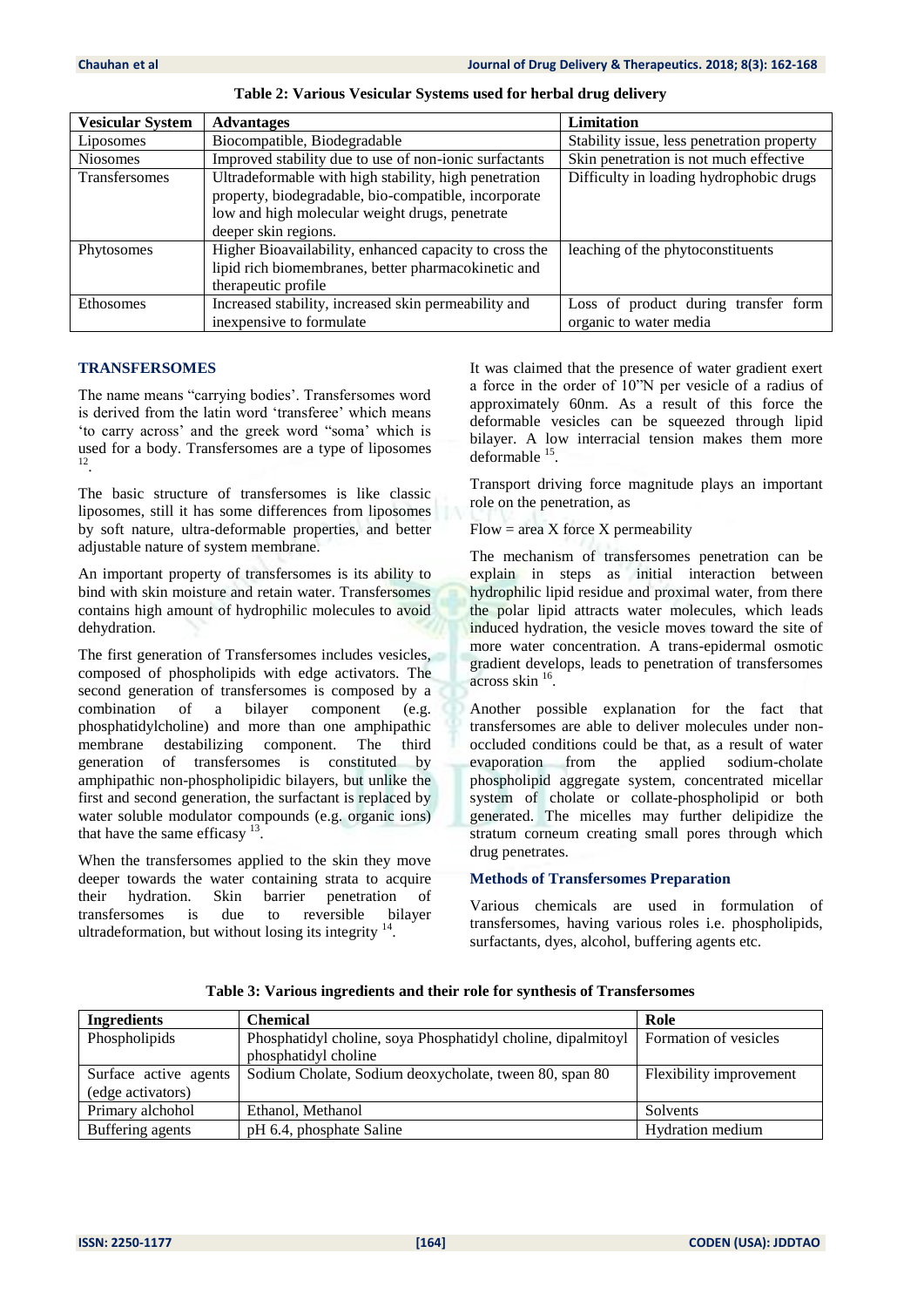**Table 2: Various Vesicular Systems used for herbal drug delivery**

| Vesicular System | Advantages | Limitation |
|---|---|---|
| Liposomes | Biocompatible, Biodegradable | Stability issue, less penetration property |
| Niosomes | Improved stability due to use of non-ionic surfactants | Skin penetration is not much effective |
| Transfersomes | Ultradeformable with high stability, high penetration property, biodegradable, bio-compatible, incorporate low and high molecular weight drugs, penetrate deeper skin regions. | Difficulty in loading hydrophobic drugs |
| Phytosomes | Higher Bioavailability, enhanced capacity to cross the lipid rich biomembranes, better pharmacokinetic and therapeutic profile | leaching of the phytoconstituents |
| Ethosomes | Increased stability, increased skin permeability and inexpensive to formulate | Loss of product during transfer form organic to water media |

## TRANSFERSOMES

The name means "carrying bodies'. Transfersomes word is derived from the latin word 'transferee' which means 'to carry across' and the greek word "soma' which is used for a body. Transfersomes are a type of liposomes [12].

The basic structure of transfersomes is like classic liposomes, still it has some differences from liposomes by soft nature, ultra-deformable properties, and better adjustable nature of system membrane.

An important property of transfersomes is its ability to bind with skin moisture and retain water. Transfersomes contains high amount of hydrophilic molecules to avoid dehydration.

The first generation of Transfersomes includes vesicles, composed of phospholipids with edge activators. The second generation of transfersomes is composed by a combination of a bilayer component (e.g. phosphatidylcholine) and more than one amphipathic membrane destabilizing component. The third generation of transfersomes is constituted by amphipathic non-phospholipidic bilayers, but unlike the first and second generation, the surfactant is replaced by water soluble modulator compounds (e.g. organic ions) that have the same efficacy [13].

When the transfersomes applied to the skin they move deeper towards the water containing strata to acquire their hydration. Skin barrier penetration of transfersomes is due to reversible bilayer ultradeformation, but without losing its integrity [14].

It was claimed that the presence of water gradient exert a force in the order of 10"N per vesicle of a radius of approximately 60nm. As a result of this force the deformable vesicles can be squeezed through lipid bilayer. A low interracial tension makes them more deformable [15].

Transport driving force magnitude plays an important role on the penetration, as

Flow = area X force X permeability

The mechanism of transfersomes penetration can be explain in steps as initial interaction between hydrophilic lipid residue and proximal water, from there the polar lipid attracts water molecules, which leads induced hydration, the vesicle moves toward the site of more water concentration. A trans-epidermal osmotic gradient develops, leads to penetration of transfersomes across skin [16].

Another possible explanation for the fact that transfersomes are able to deliver molecules under non-occluded conditions could be that, as a result of water evaporation from the applied sodium-cholate phospholipid aggregate system, concentrated micellar system of cholate or collate-phospholipid or both generated. The micelles may further delipidize the stratum corneum creating small pores through which drug penetrates.

### Methods of Transfersomes Preparation

Various chemicals are used in formulation of transfersomes, having various roles i.e. phospholipids, surfactants, dyes, alcohol, buffering agents etc.

**Table 3: Various ingredients and their role for synthesis of Transfersomes**

| Ingredients | Chemical | Role |
|---|---|---|
| Phospholipids | Phosphatidyl choline, soya Phosphatidyl choline, dipalmitoyl phosphatidyl choline | Formation of vesicles |
| Surface active agents (edge activators) | Sodium Cholate, Sodium deoxycholate, tween 80, span 80 | Flexibility improvement |
| Primary alchohol | Ethanol, Methanol | Solvents |
| Buffering agents | pH 6.4, phosphate Saline | Hydration medium |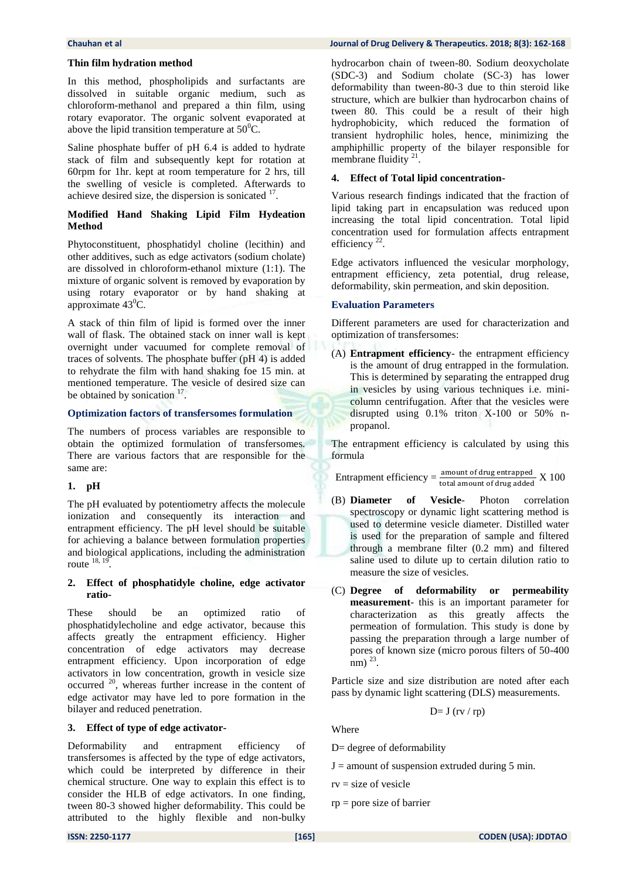### Thin film hydration method

In this method, phospholipids and surfactants are dissolved in suitable organic medium, such as chloroform-methanol and prepared a thin film, using rotary evaporator. The organic solvent evaporated at above the lipid transition temperature at $50^0$C.

Saline phosphate buffer of pH 6.4 is added to hydrate stack of film and subsequently kept for rotation at 60rpm for 1hr. kept at room temperature for 2 hrs, till the swelling of vesicle is completed. Afterwards to achieve desired size, the dispersion is sonicated [17].

### Modified Hand Shaking Lipid Film Hydeation Method

Phytoconstituent, phosphatidyl choline (lecithin) and other additives, such as edge activators (sodium cholate) are dissolved in chloroform-ethanol mixture (1:1). The mixture of organic solvent is removed by evaporation by using rotary evaporator or by hand shaking at approximate $43^0$C.

A stack of thin film of lipid is formed over the inner wall of flask. The obtained stack on inner wall is kept overnight under vacuumed for complete removal of traces of solvents. The phosphate buffer (pH 4) is added to rehydrate the film with hand shaking foe 15 min. at mentioned temperature. The vesicle of desired size can be obtained by sonication [17].

## Optimization factors of transfersomes formulation

The numbers of process variables are responsible to obtain the optimized formulation of transfersomes. There are various factors that are responsible for the same are:

### 1. pH

The pH evaluated by potentiometry affects the molecule ionization and consequently its interaction and entrapment efficiency. The pH level should be suitable for achieving a balance between formulation properties and biological applications, including the administration route [18, 19].

### 2. Effect of phosphatidyle choline, edge activator ratio-

These should be an optimized ratio of phosphatidylecholine and edge activator, because this affects greatly the entrapment efficiency. Higher concentration of edge activators may decrease entrapment efficiency. Upon incorporation of edge activators in low concentration, growth in vesicle size occurred [20], whereas further increase in the content of edge activator may have led to pore formation in the bilayer and reduced penetration.

### 3. Effect of type of edge activator-

Deformability and entrapment efficiency of transfersomes is affected by the type of edge activators, which could be interpreted by difference in their chemical structure. One way to explain this effect is to consider the HLB of edge activators. In one finding, tween 80-3 showed higher deformability. This could be attributed to the highly flexible and non-bulky hydrocarbon chain of tween-80. Sodium deoxycholate (SDC-3) and Sodium cholate (SC-3) has lower deformability than tween-80-3 due to thin steroid like structure, which are bulkier than hydrocarbon chains of tween 80. This could be a result of their high hydrophobicity, which reduced the formation of transient hydrophilic holes, hence, minimizing the amphiphillic property of the bilayer responsible for membrane fluidity [21].

### 4. Effect of Total lipid concentration-

Various research findings indicated that the fraction of lipid taking part in encapsulation was reduced upon increasing the total lipid concentration. Total lipid concentration used for formulation affects entrapment efficiency [22].

Edge activators influenced the vesicular morphology, entrapment efficiency, zeta potential, drug release, deformability, skin permeation, and skin deposition.

## Evaluation Parameters

Different parameters are used for characterization and optimization of transfersomes:

(A) **Entrapment efficiency**- the entrapment efficiency is the amount of drug entrapped in the formulation. This is determined by separating the entrapped drug in vesicles by using various techniques i.e. mini-column centrifugation. After that the vesicles were disrupted using 0.1% triton X-100 or 50% n-propanol.

The entrapment efficiency is calculated by using this formula

$$\text{Entrapment efficiency} = \frac{\text{amount of drug entrapped}}{\text{total amount of drug added}} \times 100$$

(B) **Diameter of Vesicle**- Photon correlation spectroscopy or dynamic light scattering method is used to determine vesicle diameter. Distilled water is used for the preparation of sample and filtered through a membrane filter (0.2 mm) and filtered saline used to dilute up to certain dilution ratio to measure the size of vesicles.

(C) **Degree of deformability or permeability measurement**- this is an important parameter for characterization as this greatly affects the permeation of formulation. This study is done by passing the preparation through a large number of pores of known size (micro porous filters of 50-400 nm) [23].

Particle size and size distribution are noted after each pass by dynamic light scattering (DLS) measurements.

$$D = J\,(rv / rp)$$

Where

D= degree of deformability

J = amount of suspension extruded during 5 min.

rv = size of vesicle

rp = pore size of barrier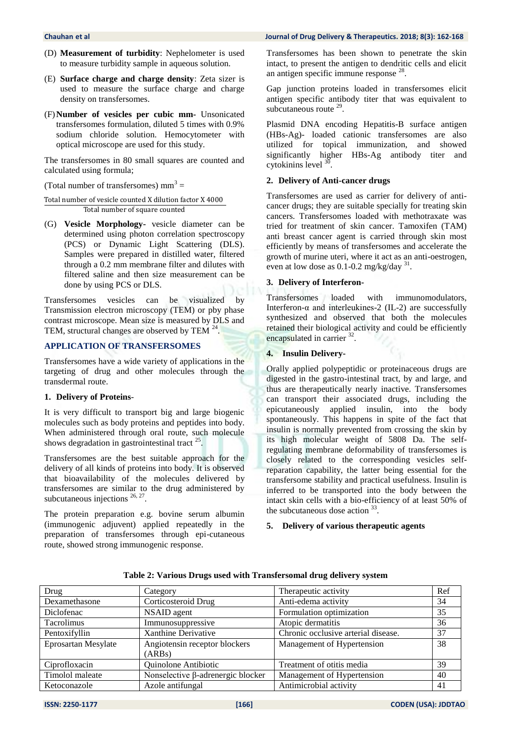(D) **Measurement of turbidity**: Nephelometer is used to measure turbidity sample in aqueous solution.

(E) **Surface charge and charge density**: Zeta sizer is used to measure the surface charge and charge density on transfersomes.

(F) **Number of vesicles per cubic mm-** Unsonicated transfersomes formulation, diluted 5 times with 0.9% sodium chloride solution. Hemocytometer with optical microscope are used for this study.

The transfersomes in 80 small squares are counted and calculated using formula;

$$\text{(Total number of transfersomes) mm}^3 = \frac{\text{Total number of vesicle counted X dilution factor X 4000}}{\text{Total number of square counted}}$$

(G) **Vesicle Morphology-** vesicle diameter can be determined using photon correlation spectroscopy (PCS) or Dynamic Light Scattering (DLS). Samples were prepared in distilled water, filtered through a 0.2 mm membrane filter and dilutes with filtered saline and then size measurement can be done by using PCS or DLS.

Transfersomes vesicles can be visualized by Transmission electron microscopy (TEM) or pby phase contrast microscope. Mean size is measured by DLS and TEM, structural changes are observed by TEM [24].

## APPLICATION OF TRANSFERSOMES

Transfersomes have a wide variety of applications in the targeting of drug and other molecules through the transdermal route.

### 1. Delivery of Proteins-

It is very difficult to transport big and large biogenic molecules such as body proteins and peptides into body. When administered through oral route, such molecule shows degradation in gastrointestinal tract [25].

Transfersomes are the best suitable approach for the delivery of all kinds of proteins into body. It is observed that bioavailability of the molecules delivered by transfersomes are similar to the drug administered by subcutaneous injections [26, 27].

The protein preparation e.g. bovine serum albumin (immunogenic adjuvent) applied repeatedly in the preparation of transfersomes through epi-cutaneous route, showed strong immunogenic response.

Transfersomes has been shown to penetrate the skin intact, to present the antigen to dendritic cells and elicit an antigen specific immune response [28].

Gap junction proteins loaded in transfersomes elicit antigen specific antibody titer that was equivalent to subcutaneous route [29].

Plasmid DNA encoding Hepatitis-B surface antigen (HBs-Ag)- loaded cationic transfersomes are also utilized for topical immunization, and showed significantly higher HBs-Ag antibody titer and cytokinins level [30].

### 2. Delivery of Anti-cancer drugs

Transfersomes are used as carrier for delivery of anti-cancer drugs; they are suitable specially for treating skin cancers. Transfersomes loaded with methotraxate was tried for treatment of skin cancer. Tamoxifen (TAM) anti breast cancer agent is carried through skin most efficiently by means of transfersomes and accelerate the growth of murine uteri, where it act as an anti-oestrogen, even at low dose as 0.1-0.2 mg/kg/day [31].

### 3. Delivery of Interferon-

Transfersomes loaded with immunomodulators, Interferon-α and interleukines-2 (IL-2) are successfully synthesized and observed that both the molecules retained their biological activity and could be efficiently encapsulated in carrier [32].

### 4. Insulin Delivery-

Orally applied polypeptidic or proteinaceous drugs are digested in the gastro-intestinal tract, by and large, and thus are therapeutically nearly inactive. Transfersomes can transport their associated drugs, including the epicutaneously applied insulin, into the body spontaneously. This happens in spite of the fact that insulin is normally prevented from crossing the skin by its high molecular weight of 5808 Da. The self-regulating membrane deformability of transfersomes is closely related to the corresponding vesicles self-reparation capability, the latter being essential for the transfersome stability and practical usefulness. Insulin is inferred to be transported into the body between the intact skin cells with a bio-efficiency of at least 50% of the subcutaneous dose action [33].

### 5. Delivery of various therapeutic agents

**Table 2: Various Drugs used with Transfersomal drug delivery system**

| Drug | Category | Therapeutic activity | Ref |
|---|---|---|---|
| Dexamethasone | Corticosteroid Drug | Anti-edema activity | 34 |
| Diclofenac | NSAID agent | Formulation optimization | 35 |
| Tacrolimus | Immunosuppressive | Atopic dermatitis | 36 |
| Pentoxifyllin | Xanthine Derivative | Chronic occlusive arterial disease. | 37 |
| Eprosartan Mesylate | Angiotensin receptor blockers (ARBs) | Management of Hypertension | 38 |
| Ciprofloxacin | Quinolone Antibiotic | Treatment of otitis media | 39 |
| Timolol maleate | Nonselective β-adrenergic blocker | Management of Hypertension | 40 |
| Ketoconazole | Azole antifungal | Antimicrobial activity | 41 |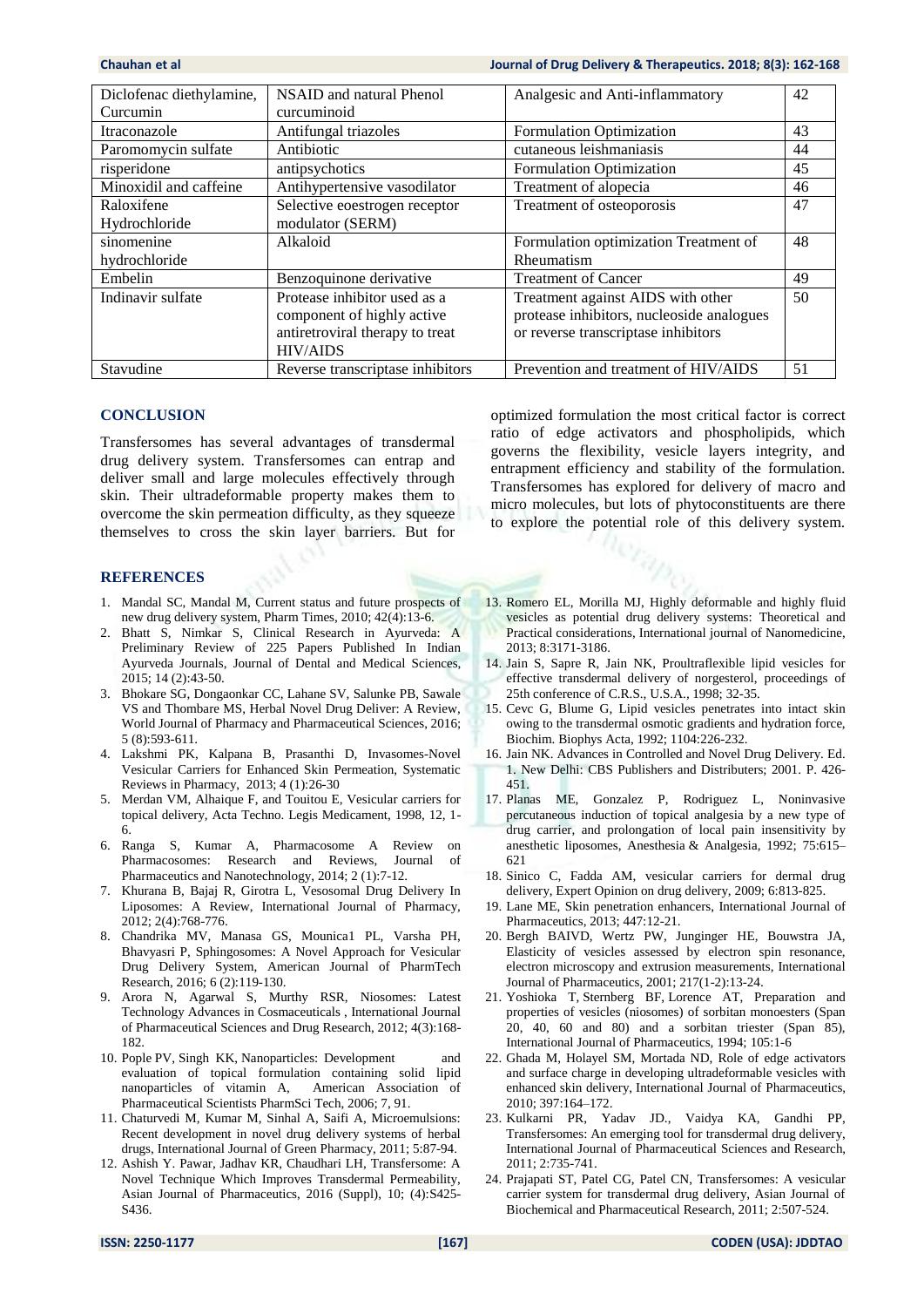| | | | |
|---|---|---|---|
| Diclofenac diethylamine, Curcumin | NSAID and natural Phenol curcuminoid | Analgesic and Anti-inflammatory | 42 |
| Itraconazole | Antifungal triazoles | Formulation Optimization | 43 |
| Paromomycin sulfate | Antibiotic | cutaneous leishmaniasis | 44 |
| risperidone | antipsychotics | Formulation Optimization | 45 |
| Minoxidil and caffeine | Antihypertensive vasodilator | Treatment of alopecia | 46 |
| Raloxifene Hydrochloride | Selective eoestrogen receptor modulator (SERM) | Treatment of osteoporosis | 47 |
| sinomenine hydrochloride | Alkaloid | Formulation optimization Treatment of Rheumatism | 48 |
| Embelin | Benzoquinone derivative | Treatment of Cancer | 49 |
| Indinavir sulfate | Protease inhibitor used as a component of highly active antiretroviral therapy to treat HIV/AIDS | Treatment against AIDS with other protease inhibitors, nucleoside analogues or reverse transcriptase inhibitors | 50 |
| Stavudine | Reverse transcriptase inhibitors | Prevention and treatment of HIV/AIDS | 51 |

## CONCLUSION

Transfersomes has several advantages of transdermal drug delivery system. Transfersomes can entrap and deliver small and large molecules effectively through skin. Their ultradeformable property makes them to overcome the skin permeation difficulty, as they squeeze themselves to cross the skin layer barriers. But for optimized formulation the most critical factor is correct ratio of edge activators and phospholipids, which governs the flexibility, vesicle layers integrity, and entrapment efficiency and stability of the formulation. Transfersomes has explored for delivery of macro and micro molecules, but lots of phytoconstituents are there to explore the potential role of this delivery system.

## REFERENCES

1. Mandal SC, Mandal M, Current status and future prospects of new drug delivery system, Pharm Times, 2010; 42(4):13-6.
2. Bhatt S, Nimkar S, Clinical Research in Ayurveda: A Preliminary Review of 225 Papers Published In Indian Ayurveda Journals, Journal of Dental and Medical Sciences, 2015; 14 (2):43-50.
3. Bhokare SG, Dongaonkar CC, Lahane SV, Salunke PB, Sawale VS and Thombare MS, Herbal Novel Drug Deliver: A Review, World Journal of Pharmacy and Pharmaceutical Sciences, 2016; 5 (8):593-611.
4. Lakshmi PK, Kalpana B, Prasanthi D, Invasomes-Novel Vesicular Carriers for Enhanced Skin Permeation, Systematic Reviews in Pharmacy, 2013; 4 (1):26-30
5. Merdan VM, Alhaique F, and Touitou E, Vesicular carriers for topical delivery, Acta Techno. Legis Medicament, 1998, 12, 1-6.
6. Ranga S, Kumar A, Pharmacosome A Review on Pharmacosomes: Research and Reviews, Journal of Pharmaceutics and Nanotechnology, 2014; 2 (1):7-12.
7. Khurana B, Bajaj R, Girotra L, Vesosomal Drug Delivery In Liposomes: A Review, International Journal of Pharmacy, 2012; 2(4):768-776.
8. Chandrika MV, Manasa GS, Mounica1 PL, Varsha PH, Bhavyasri P, Sphingosomes: A Novel Approach for Vesicular Drug Delivery System, American Journal of PharmTech Research, 2016; 6 (2):119-130.
9. Arora N, Agarwal S, Murthy RSR, Niosomes: Latest Technology Advances in Cosmaceuticals , International Journal of Pharmaceutical Sciences and Drug Research, 2012; 4(3):168-182.
10. Pople PV, Singh KK, Nanoparticles: Development and evaluation of topical formulation containing solid lipid nanoparticles of vitamin A, American Association of Pharmaceutical Scientists PharmSci Tech, 2006; 7, 91.
11. Chaturvedi M, Kumar M, Sinhal A, Saifi A, Microemulsions: Recent development in novel drug delivery systems of herbal drugs, International Journal of Green Pharmacy, 2011; 5:87-94.
12. Ashish Y. Pawar, Jadhav KR, Chaudhari LH, Transfersome: A Novel Technique Which Improves Transdermal Permeability, Asian Journal of Pharmaceutics, 2016 (Suppl), 10; (4):S425-S436.
13. Romero EL, Morilla MJ, Highly deformable and highly fluid vesicles as potential drug delivery systems: Theoretical and Practical considerations, International journal of Nanomedicine, 2013; 8:3171-3186.
14. Jain S, Sapre R, Jain NK, Proultraflexible lipid vesicles for effective transdermal delivery of norgesterol, proceedings of 25th conference of C.R.S., U.S.A., 1998; 32-35.
15. Cevc G, Blume G, Lipid vesicles penetrates into intact skin owing to the transdermal osmotic gradients and hydration force, Biochim. Biophys Acta, 1992; 1104:226-232.
16. Jain NK. Advances in Controlled and Novel Drug Delivery. Ed. 1. New Delhi: CBS Publishers and Distributers; 2001. P. 426-451.
17. Planas ME, Gonzalez P, Rodriguez L, Noninvasive percutaneous induction of topical analgesia by a new type of drug carrier, and prolongation of local pain insensitivity by anesthetic liposomes, Anesthesia & Analgesia, 1992; 75:615–621
18. Sinico C, Fadda AM, vesicular carriers for dermal drug delivery, Expert Opinion on drug delivery, 2009; 6:813-825.
19. Lane ME, Skin penetration enhancers, International Journal of Pharmaceutics, 2013; 447:12-21.
20. Bergh BAIVD, Wertz PW, Junginger HE, Bouwstra JA, Elasticity of vesicles assessed by electron spin resonance, electron microscopy and extrusion measurements, International Journal of Pharmaceutics, 2001; 217(1-2):13-24.
21. Yoshioka T, Sternberg BF, Lorence AT, Preparation and properties of vesicles (niosomes) of sorbitan monoesters (Span 20, 40, 60 and 80) and a sorbitan triester (Span 85), International Journal of Pharmaceutics, 1994; 105:1-6
22. Ghada M, Holayel SM, Mortada ND, Role of edge activators and surface charge in developing ultradeformable vesicles with enhanced skin delivery, International Journal of Pharmaceutics, 2010; 397:164–172.
23. Kulkarni PR, Yadav JD., Vaidya KA, Gandhi PP, Transfersomes: An emerging tool for transdermal drug delivery, International Journal of Pharmaceutical Sciences and Research, 2011; 2:735-741.
24. Prajapati ST, Patel CG, Patel CN, Transfersomes: A vesicular carrier system for transdermal drug delivery, Asian Journal of Biochemical and Pharmaceutical Research, 2011; 2:507-524.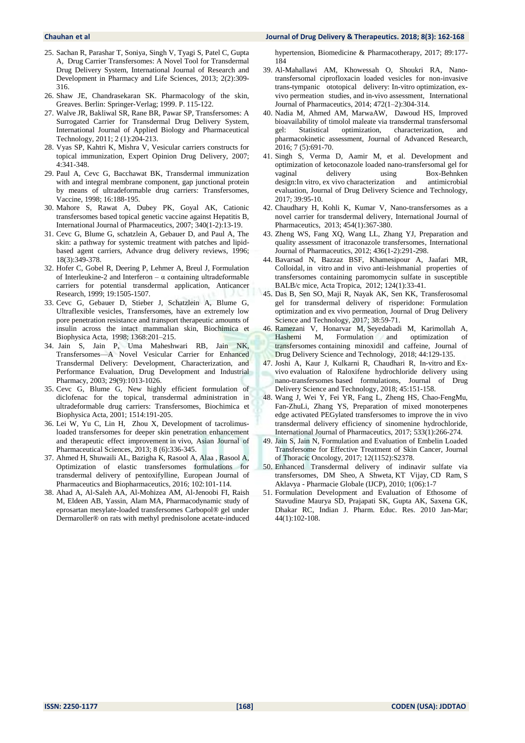25. Sachan R, Parashar T, Soniya, Singh V, Tyagi S, Patel C, Gupta A, Drug Carrier Transfersomes: A Novel Tool for Transdermal Drug Delivery System, International Journal of Research and Development in Pharmacy and Life Sciences, 2013; 2(2):309-316.
26. Shaw JE, Chandrasekaran SK. Pharmacology of the skin, Greaves. Berlin: Springer-Verlag; 1999. P. 115-122.
27. Walve JR, Bakliwal SR, Rane BR, Pawar SP, Transfersomes: A Surrogated Carrier for Transdermal Drug Delivery System, International Journal of Applied Biology and Pharmaceutical Technology, 2011; 2 (1):204-213.
28. Vyas SP, Kahtri K, Mishra V, Vesicular carriers constructs for topical immunization, Expert Opinion Drug Delivery, 2007; 4:341-348.
29. Paul A, Cevc G, Bacchawat BK, Transdermal immunization with and integral membrane component, gap junctional protein by means of ultradeformable drug carriers: Transfersomes, Vaccine, 1998; 16:188-195.
30. Mahore S, Rawat A, Dubey PK, Goyal AK, Cationic transfersomes based topical genetic vaccine against Hepatitis B, International Journal of Pharmaceutics, 2007; 340(1-2):13-19.
31. Cevc G, Blume G, schatzlein A, Gebauer D, and Paul A, The skin: a pathway for systemic treatment with patches and lipid-based agent carriers, Advance drug delivery reviews, 1996; 18(3):349-378.
32. Hofer C, Gobel R, Deering P, Lehmer A, Breul J, Formulation of Interleukine-2 and Interferon – α containing ultradeformable carriers for potential transdermal application, Anticancer Research, 1999; 19:1505-1507.
33. Cevc G, Gebauer D, Stieber J, Schatzlein A, Blume G, Ultraflexible vesicles, Transfersomes, have an extremely low pore penetration resistance and transport therapeutic amounts of insulin across the intact mammalian skin, Biochimica et Biophysica Acta, 1998; 1368:201–215.
34. Jain S, Jain P, Uma Maheshwari RB, Jain NK, Transfersomes—A Novel Vesicular Carrier for Enhanced Transdermal Delivery: Development, Characterization, and Performance Evaluation, Drug Development and Industrial Pharmacy, 2003; 29(9):1013-1026.
35. Cevc G, Blume G, New highly efficient formulation of diclofenac for the topical, transdermal administration in ultradeformable drug carriers: Transfersomes, Biochimica et Biophysica Acta, 2001; 1514:191-205.
36. Lei W, Yu C, Lin H, Zhou X, Development of tacrolimus-loaded transfersomes for deeper skin penetration enhancement and therapeutic effect improvement in vivo, Asian Journal of Pharmaceutical Sciences, 2013; 8 (6):336-345.
37. Ahmed H, Shuwaili AL, Bazigha K, Rasool A, Alaa , Rasool A, Optimization of elastic transfersomes formulations for transdermal delivery of pentoxifylline, European Journal of Pharmaceutics and Biopharmaceutics, 2016; 102:101-114.
38. Ahad A, Al-Saleh AA, Al-Mohizea AM, Al-Jenoobi FI, Raish M, Eldeen AB, Yassin, Alam MA, Pharmacodynamic study of eprosartan mesylate-loaded transfersomes Carbopol® gel under Dermaroller® on rats with methyl prednisolone acetate-induced hypertension, Biomedicine & Pharmacotherapy, 2017; 89:177-184
39. Al-Mahallawi AM, Khowessah O, Shoukri RA, Nano-transfersomal ciprofloxacin loaded vesicles for non-invasive trans-tympanic ototopical delivery: In-vitro optimization, ex-vivo permeation studies, and in-vivo assessment, International Journal of Pharmaceutics, 2014; 472(1–2):304-314.
40. Nadia M, Ahmed AM, MarwaAW, Dawoud HS, Improved bioavailability of timolol maleate via transdermal transfersomal gel: Statistical optimization, characterization, and pharmacokinetic assessment, Journal of Advanced Research, 2016; 7 (5):691-70.
41. Singh S, Verma D, Aamir M, et al. Development and optimization of ketoconazole loaded nano-transfersomal gel for vaginal delivery using Box-Behnken design:In vitro, ex vivo characterization and antimicrobial evaluation, Journal of Drug Delivery Science and Technology, 2017; 39:95-10.
42. Chaudhary H, Kohli K, Kumar V, Nano-transfersomes as a novel carrier for transdermal delivery, International Journal of Pharmaceutics, 2013; 454(1):367-380.
43. Zheng WS, Fang XQ, Wang LL, Zhang YJ, Preparation and quality assessment of itraconazole transfersomes, International Journal of Pharmaceutics, 2012; 436(1-2):291-298.
44. Bavarsad N, Bazzaz BSF, Khamesipour A, Jaafari MR, Colloidal, in vitro and in vivo anti-leishmanial properties of transfersomes containing paromomycin sulfate in susceptible BALB/c mice, Acta Tropica, 2012; 124(1):33-41.
45. Das B, Sen SO, Maji R, Nayak AK, Sen KK, Transferosomal gel for transdermal delivery of risperidone: Formulation optimization and ex vivo permeation, Journal of Drug Delivery Science and Technology, 2017; 38:59-71.
46. Ramezani V, Honarvar M, Seyedabadi M, Karimollah A, Hashemi M, Formulation and optimization of transfersomes containing minoxidil and caffeine, Journal of Drug Delivery Science and Technology, 2018; 44:129-135.
47. Joshi A, Kaur J, Kulkarni R, Chaudhari R, In-vitro and Ex-vivo evaluation of Raloxifene hydrochloride delivery using nano-transfersomes based formulations, Journal of Drug Delivery Science and Technology, 2018; 45:151-158.
48. Wang J, Wei Y, Fei YR, Fang L, Zheng HS, Chao-FengMu, Fan-ZhuLi, Zhang YS, Preparation of mixed monoterpenes edge activated PEGylated transfersomes to improve the in vivo transdermal delivery efficiency of sinomenine hydrochloride, International Journal of Pharmaceutics, 2017; 533(1):266-274.
49. Jain S, Jain N, Formulation and Evaluation of Embelin Loaded Transfersome for Effective Treatment of Skin Cancer, Journal of Thoracic Oncology, 2017; 12(1152):S2378.
50. Enhanced Transdermal delivery of indinavir sulfate via transfersomes, DM Sheo, A Shweta, KT Vijay, CD Ram, S Aklavya - Pharmacie Globale (IJCP), 2010; 1(06):1-7
51. Formulation Development and Evaluation of Ethosome of Stavudine Maurya SD, Prajapati SK, Gupta AK, Saxena GK, Dhakar RC, Indian J. Pharm. Educ. Res. 2010 Jan-Mar; 44(1):102-108.